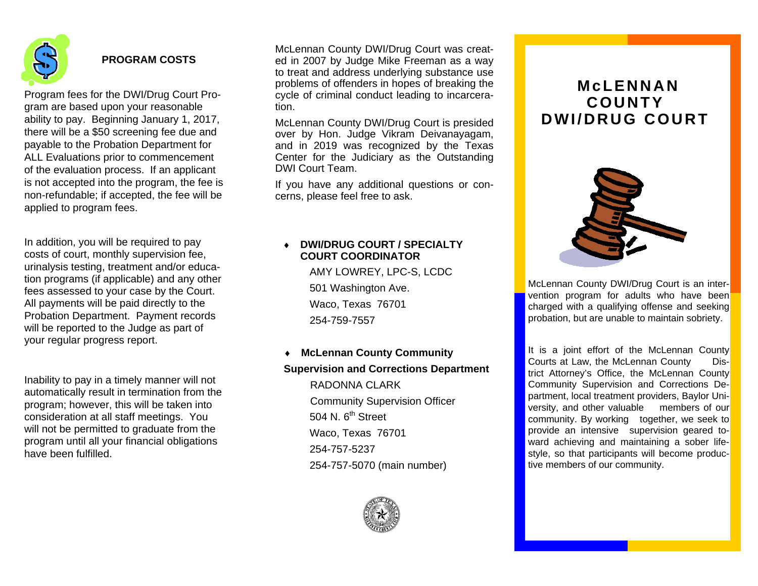## PROGRAM COSTS

Program fees for the DWI/Drug Court Program are based upon your reasonable ability to pay. Beginning January 1, 2017, there will be a $50 screening fee due and payable to the Probation Department for ALL Evaluations prior to commencement of the evaluation process. If an applicant is not accepted into the program, the fee is non-refundable; if accepted, the fee will be applied to program fees.

In addition, you will be required to pay costs of court, monthly supervision fee, urinalysis testing, treatment and/or education programs (if applicable) and any other fees assessed to your case by the Court. All payments will be paid directly to the Probation Department. Payment records will be reported to the Judge as part of your regular progress report.

Inability to pay in a timely manner will not automatically result in termination from the program; however, this will be taken into consideration at all staff meetings. You will not be permitted to graduate from the program until all your financial obligations have been fulfilled.

McLennan County DWI/Drug Court was created in 2007 by Judge Mike Freeman as a way to treat and address underlying substance use problems of offenders in hopes of breaking the cycle of criminal conduct leading to incarceration.

McLennan County DWI/Drug Court is presided over by Hon. Judge Vikram Deivanayagam, and in 2019 was recognized by the Texas Center for the Judiciary as the Outstanding DWI Court Team.

If you have any additional questions or concerns, please feel free to ask.

- **DWI/DRUG COURT / SPECIALTY COURT COORDINATOR**

  AMY LOWREY, LPC-S, LCDC
  501 Washington Ave.
  Waco, Texas 76701
  254-759-7557

- **McLennan County Community Supervision and Corrections Department**

  RADONNA CLARK
  Community Supervision Officer
  504 N. 6th Street
  Waco, Texas 76701
  254-757-5237
  254-757-5070 (main number)

# McLENNAN COUNTY DWI/DRUG COURT

McLennan County DWI/Drug Court is an intervention program for adults who have been charged with a qualifying offense and seeking probation, but are unable to maintain sobriety.

It is a joint effort of the McLennan County Courts at Law, the McLennan County District Attorney's Office, the McLennan County Community Supervision and Corrections Department, local treatment providers, Baylor University, and other valuable members of our community. By working together, we seek to provide an intensive supervision geared toward achieving and maintaining a sober lifestyle, so that participants will become productive members of our community.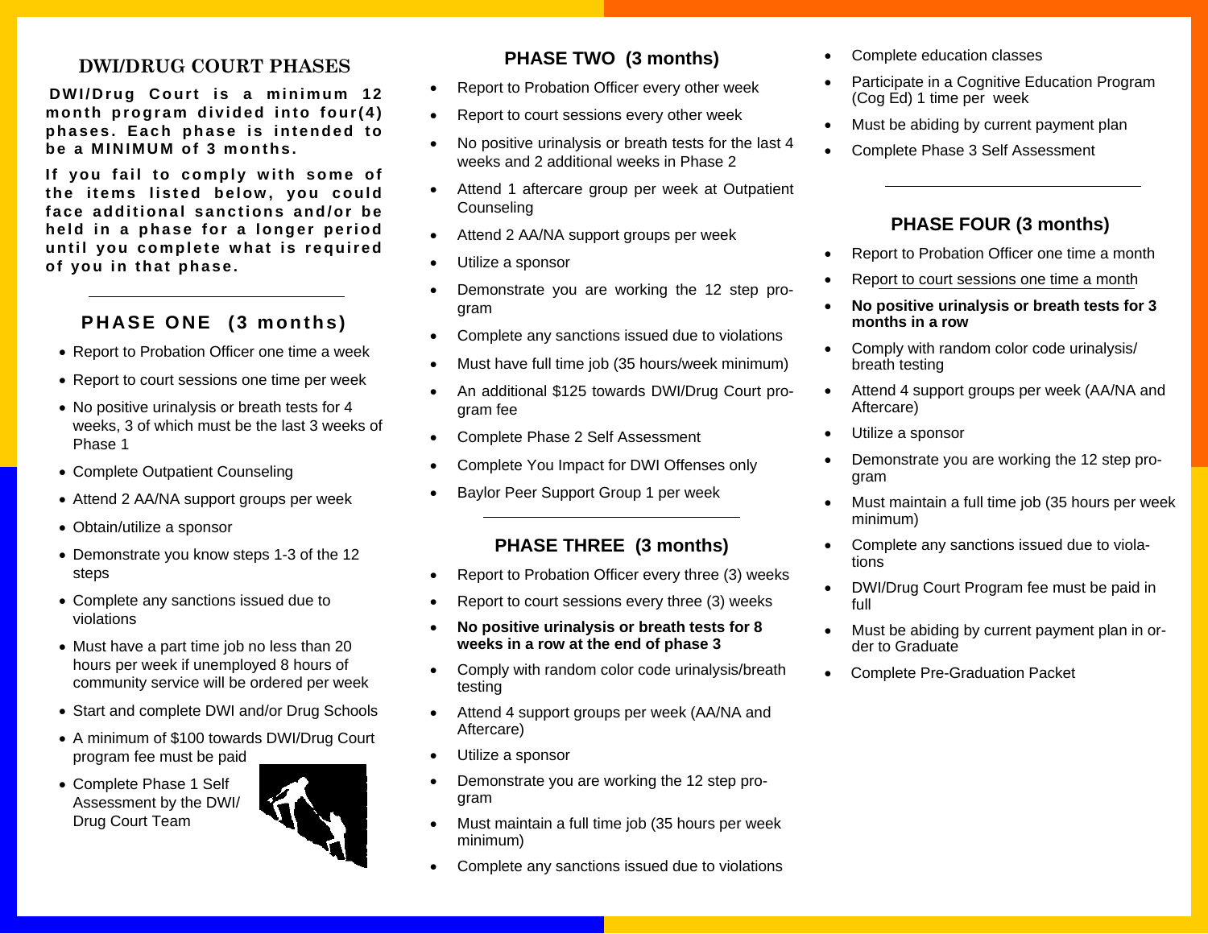## DWI/DRUG COURT PHASES

**DWI/Drug Court is a minimum 12 month program divided into four(4) phases. Each phase is intended to be a MINIMUM of 3 months.**

**If you fail to comply with some of the items listed below, you could face additional sanctions and/or be held in a phase for a longer period until you complete what is required of you in that phase.**

---

### PHASE ONE (3 months)

- Report to Probation Officer one time a week
- Report to court sessions one time per week
- No positive urinalysis or breath tests for 4 weeks, 3 of which must be the last 3 weeks of Phase 1
- Complete Outpatient Counseling
- Attend 2 AA/NA support groups per week
- Obtain/utilize a sponsor
- Demonstrate you know steps 1-3 of the 12 steps
- Complete any sanctions issued due to violations
- Must have a part time job no less than 20 hours per week if unemployed 8 hours of community service will be ordered per week
- Start and complete DWI and/or Drug Schools
- A minimum of $100 towards DWI/Drug Court program fee must be paid
- Complete Phase 1 Self Assessment by the DWI/ Drug Court Team

### PHASE TWO (3 months)

- Report to Probation Officer every other week
- Report to court sessions every other week
- No positive urinalysis or breath tests for the last 4 weeks and 2 additional weeks in Phase 2
- Attend 1 aftercare group per week at Outpatient Counseling
- Attend 2 AA/NA support groups per week
- Utilize a sponsor
- Demonstrate you are working the 12 step program
- Complete any sanctions issued due to violations
- Must have full time job (35 hours/week minimum)
- An additional $125 towards DWI/Drug Court program fee
- Complete Phase 2 Self Assessment
- Complete You Impact for DWI Offenses only
- Baylor Peer Support Group 1 per week

---

### PHASE THREE (3 months)

- Report to Probation Officer every three (3) weeks
- Report to court sessions every three (3) weeks
- **No positive urinalysis or breath tests for 8 weeks in a row at the end of phase 3**
- Comply with random color code urinalysis/breath testing
- Attend 4 support groups per week (AA/NA and Aftercare)
- Utilize a sponsor
- Demonstrate you are working the 12 step program
- Must maintain a full time job (35 hours per week minimum)
- Complete any sanctions issued due to violations
- Complete education classes
- Participate in a Cognitive Education Program (Cog Ed) 1 time per week
- Must be abiding by current payment plan
- Complete Phase 3 Self Assessment

---

### PHASE FOUR (3 months)

- Report to Probation Officer one time a month
- Report to court sessions one time a month
- **No positive urinalysis or breath tests for 3 months in a row**
- Comply with random color code urinalysis/ breath testing
- Attend 4 support groups per week (AA/NA and Aftercare)
- Utilize a sponsor
- Demonstrate you are working the 12 step program
- Must maintain a full time job (35 hours per week minimum)
- Complete any sanctions issued due to violations
- DWI/Drug Court Program fee must be paid in full
- Must be abiding by current payment plan in order to Graduate
- Complete Pre-Graduation Packet